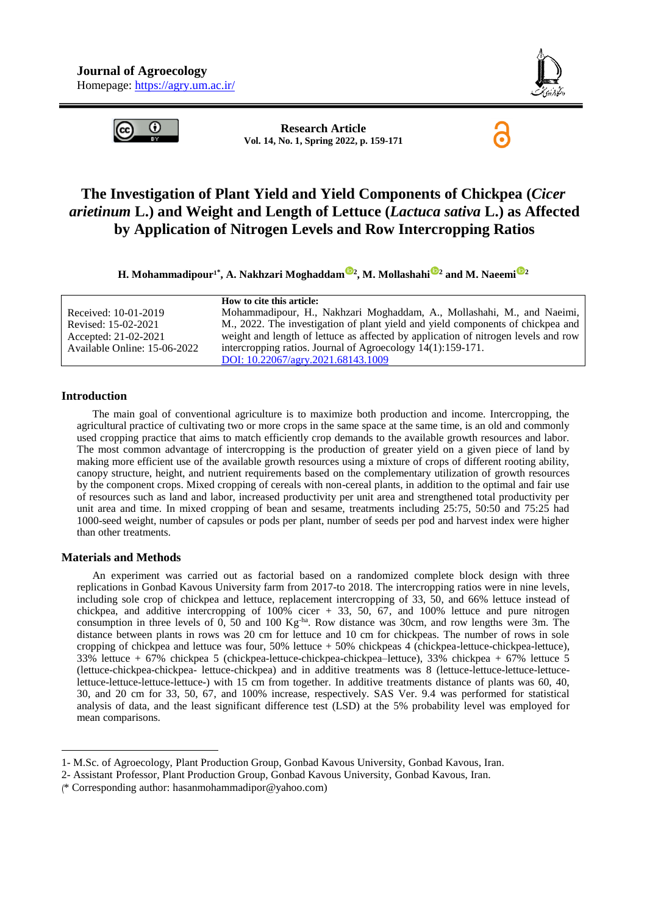Journal of Agroecology

Homepage: https://agry.um.ac.ir/

**Research Article**

**Vol. 14, No. 1, Spring 2022, p. 159-171**

# The Investigation of Plant Yield and Yield Components of Chickpea (*Cicer arietinum* L.) and Weight and Length of Lettuce (*Lactuca sativa* L.) as Affected by Application of Nitrogen Levels and Row Intercropping Ratios

**H. Mohammadipour[1*], A. Nakhzari Moghaddam[2], M. Mollashahi[2] and M. Naeemi[2]**

| | |
|---|---|
| Received: 10-01-2019<br>Revised: 15-02-2021<br>Accepted: 21-02-2021<br>Available Online: 15-06-2022 | **How to cite this article:**<br>Mohammadipour, H., Nakhzari Moghaddam, A., Mollashahi, M., and Naeimi, M., 2022. The investigation of plant yield and yield components of chickpea and weight and length of lettuce as affected by application of nitrogen levels and row intercropping ratios. Journal of Agroecology 14(1):159-171.<br>DOI: 10.22067/agry.2021.68143.1009 |

## Introduction

The main goal of conventional agriculture is to maximize both production and income. Intercropping, the agricultural practice of cultivating two or more crops in the same space at the same time, is an old and commonly used cropping practice that aims to match efficiently crop demands to the available growth resources and labor. The most common advantage of intercropping is the production of greater yield on a given piece of land by making more efficient use of the available growth resources using a mixture of crops of different rooting ability, canopy structure, height, and nutrient requirements based on the complementary utilization of growth resources by the component crops. Mixed cropping of cereals with non-cereal plants, in addition to the optimal and fair use of resources such as land and labor, increased productivity per unit area and strengthened total productivity per unit area and time. In mixed cropping of bean and sesame, treatments including 25:75, 50:50 and 75:25 had 1000-seed weight, number of capsules or pods per plant, number of seeds per pod and harvest index were higher than other treatments.

## Materials and Methods

An experiment was carried out as factorial based on a randomized complete block design with three replications in Gonbad Kavous University farm from 2017-to 2018. The intercropping ratios were in nine levels, including sole crop of chickpea and lettuce, replacement intercropping of 33, 50, and 66% lettuce instead of chickpea, and additive intercropping of 100% cicer + 33, 50, 67, and 100% lettuce and pure nitrogen consumption in three levels of 0, 50 and 100 $Kg^{-ha}$. Row distance was 30cm, and row lengths were 3m. The distance between plants in rows was 20 cm for lettuce and 10 cm for chickpeas. The number of rows in sole cropping of chickpea and lettuce was four, 50% lettuce + 50% chickpeas 4 (chickpea-lettuce-chickpea-lettuce), 33% lettuce + 67% chickpea 5 (chickpea-lettuce-chickpea-chickpea–lettuce), 33% chickpea + 67% lettuce 5 (lettuce-chickpea-chickpea- lettuce-chickpea) and in additive treatments was 8 (lettuce-lettuce-lettuce-lettuce-lettuce-lettuce-lettuce-lettuce-) with 15 cm from together. In additive treatments distance of plants was 60, 40, 30, and 20 cm for 33, 50, 67, and 100% increase, respectively. SAS Ver. 9.4 was performed for statistical analysis of data, and the least significant difference test (LSD) at the 5% probability level was employed for mean comparisons.

---

1- M.Sc. of Agroecology, Plant Production Group, Gonbad Kavous University, Gonbad Kavous, Iran.

2- Assistant Professor, Plant Production Group, Gonbad Kavous University, Gonbad Kavous, Iran.

(* Corresponding author: hasanmohammadipor@yahoo.com)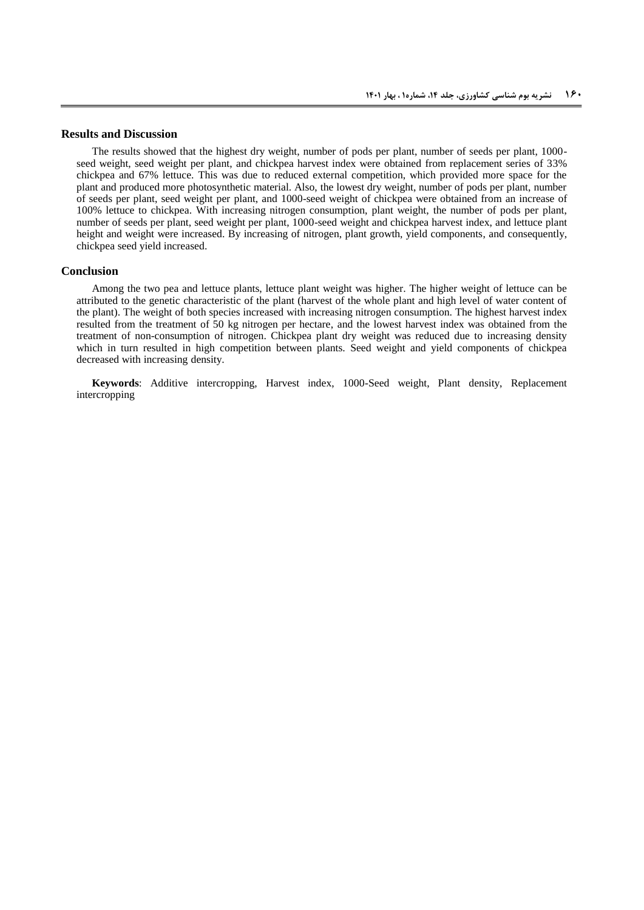## Results and Discussion

The results showed that the highest dry weight, number of pods per plant, number of seeds per plant, 1000-seed weight, seed weight per plant, and chickpea harvest index were obtained from replacement series of 33% chickpea and 67% lettuce. This was due to reduced external competition, which provided more space for the plant and produced more photosynthetic material. Also, the lowest dry weight, number of pods per plant, number of seeds per plant, seed weight per plant, and 1000-seed weight of chickpea were obtained from an increase of 100% lettuce to chickpea. With increasing nitrogen consumption, plant weight, the number of pods per plant, number of seeds per plant, seed weight per plant, 1000-seed weight and chickpea harvest index, and lettuce plant height and weight were increased. By increasing of nitrogen, plant growth, yield components, and consequently, chickpea seed yield increased.

## Conclusion

Among the two pea and lettuce plants, lettuce plant weight was higher. The higher weight of lettuce can be attributed to the genetic characteristic of the plant (harvest of the whole plant and high level of water content of the plant). The weight of both species increased with increasing nitrogen consumption. The highest harvest index resulted from the treatment of 50 kg nitrogen per hectare, and the lowest harvest index was obtained from the treatment of non-consumption of nitrogen. Chickpea plant dry weight was reduced due to increasing density which in turn resulted in high competition between plants. Seed weight and yield components of chickpea decreased with increasing density.

**Keywords**: Additive intercropping, Harvest index, 1000-Seed weight, Plant density, Replacement intercropping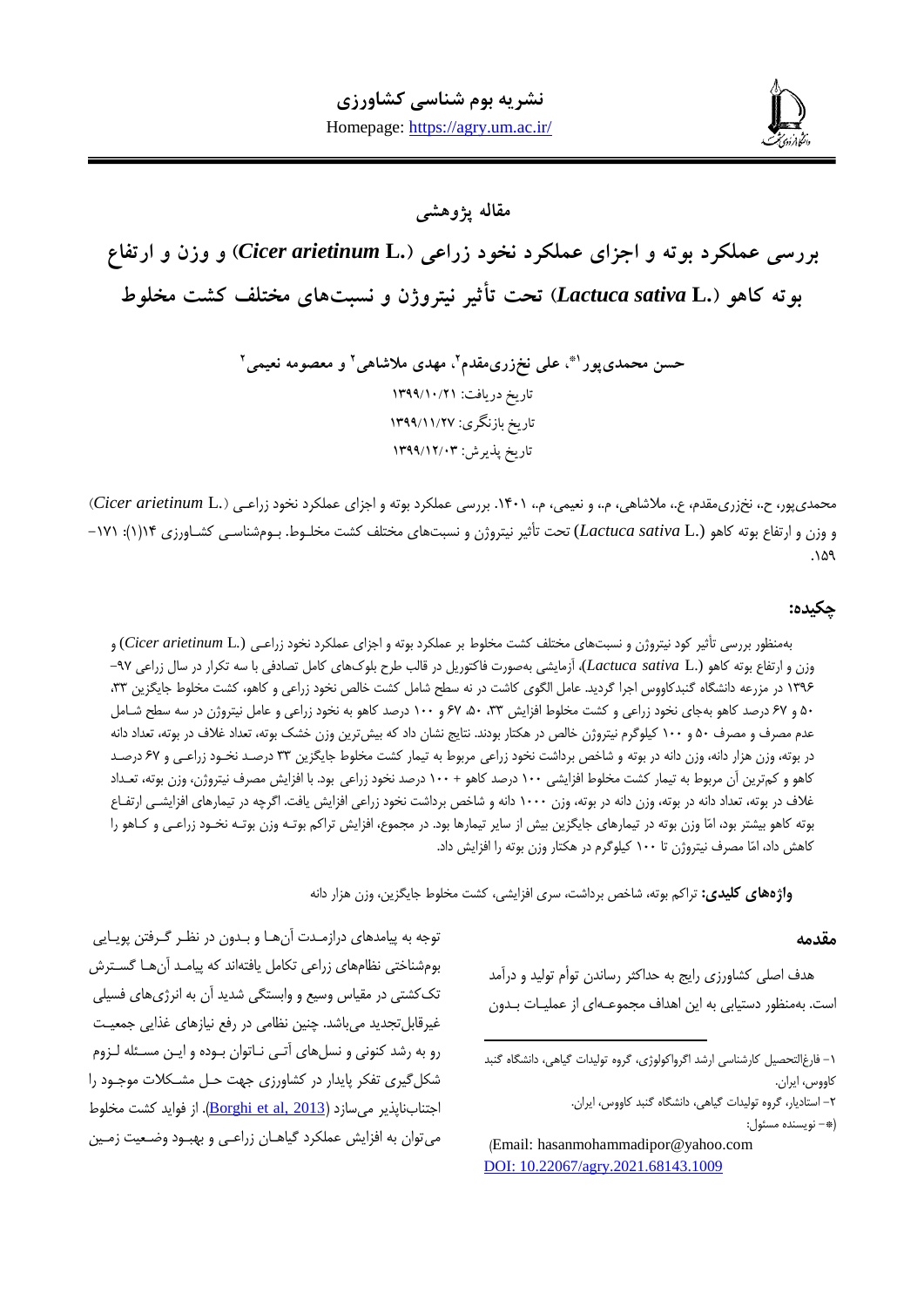**مقاله پژوهشی**

# بررسی عملکرد بوته و اجزای عملکرد نخود زراعی (*Cicer arietinum* L.) و وزن و ارتفاع بوته کاهو (*Lactuca sativa* L.) تحت تأثیر نیتروژن و نسبت‌های مختلف کشت مخلوط

**حسن محمدی‌پور[1]\*، علی نخزری‌مقدم[2]، مهدی ملاشاهی[2] و معصومه نعیمی[2]**

تاریخ دریافت: ۱۳۹۹/۱۰/۲۱

تاریخ بازنگری: ۱۳۹۹/۱۱/۲۷

تاریخ پذیرش: ۱۳۹۹/۱۲/۰۳

محمدی‌پور، ح.، نخزری‌مقدم، ع.، ملاشاهی، م.، و نعیمی، م.، ۱۴۰۱. بررسی عملکرد بوته و اجزای عملکرد نخود زراعی (*Cicer arietinum* L.) و وزن و ارتفاع بوته کاهو (*Lactuca sativa* L.) تحت تأثیر نیتروژن و نسبت‌های مختلف کشت مخلوط. بوم‌شناسی کشاورزی ۱۴(۱): ۱۷۱-۱۵۹.

## چکیده:

به‌منظور بررسی تأثیر کود نیتروژن و نسبت‌های مختلف کشت مخلوط بر عملکرد بوته و اجزای عملکرد نخود زراعی (*Cicer arietinum* L.) و وزن و ارتفاع بوته کاهو (*Lactuca sativa* L.)، آزمایشی به‌صورت فاکتوریل در قالب طرح بلوک‌های کامل تصادفی با سه تکرار در سال زراعی ۹۷-۱۳۹۶ در مزرعه دانشگاه گنبدکاووس اجرا گردید. عامل الگوی کاشت در نه سطح شامل کشت خالص نخود زراعی و کاهو، کشت مخلوط جایگزین ۳۳، ۵۰ و ۶۷ درصد کاهو به‌جای نخود زراعی و کشت مخلوط افزایش ۳۳، ۵۰، ۶۷ و ۱۰۰ درصد کاهو به نخود زراعی و عامل نیتروژن در سه سطح شامل عدم مصرف و مصرف ۵۰ و ۱۰۰ کیلوگرم نیتروژن خالص در هکتار بودند. نتایج نشان داد که بیش‌ترین وزن خشک بوته، تعداد غلاف در بوته، تعداد دانه در بوته، وزن هزار دانه، وزن دانه در بوته و شاخص برداشت نخود زراعی مربوط به تیمار کشت مخلوط جایگزین ۳۳ درصد نخود زراعی و ۶۷ درصد کاهو و کم‌ترین آن مربوط به تیمار کشت مخلوط افزایشی ۱۰۰ درصد کاهو + ۱۰۰ درصد نخود زراعی بود. با افزایش مصرف نیتروژن، وزن بوته، تعداد غلاف در بوته، تعداد دانه در بوته، وزن دانه در بوته، وزن ۱۰۰۰ دانه و شاخص برداشت نخود زراعی افزایش یافت. اگرچه در تیمارهای افزایشی ارتفاع بوته کاهو بیشتر بود، امّا وزن بوته در تیمارهای جایگزین بیش از سایر تیمارها بود. در مجموع، افزایش تراکم بوته وزن بوته نخود زراعی و کاهو را کاهش داد، امّا مصرف نیتروژن تا ۱۰۰ کیلوگرم در هکتار وزن بوته را افزایش داد.

**واژه‌های کلیدی:** تراکم بوته، شاخص برداشت، سری افزایشی، کشت مخلوط جایگزین، وزن هزار دانه

## مقدمه

هدف اصلی کشاورزی رایج به حداکثر رساندن تولید توأم تولید و درآمد است. به‌منظور دستیابی به این اهداف مجموعه‌ای از عملیات بدون توجه به پیامدهای درازمدت آن‌ها و بدون در نظر گرفتن پویایی بوم‌شناختی نظام‌های زراعی تکامل یافته‌اند که پیامد آن‌ها گسترش تک‌کشتی در مقیاس وسیع و وابستگی شدید آن به انرژی‌های فسیلی غیرقابل‌تجدید می‌باشد. چنین نظامی در رفع نیازهای غذایی جمعیت رو به رشد کنونی و نسل‌های آتی ناتوان بوده و این مسئله لزوم شکل‌گیری تفکر پایدار در کشاورزی جهت حل مشکلات موجود را اجتناب‌ناپذیر می‌سازد (Borghi et al, 2013). از فواید کشت مخلوط می‌توان به افزایش عملکرد گیاهان زراعی و بهبود وضعیت زمین

---

۱- فارغ‌التحصیل کارشناسی ارشد اگرواکولوژی، گروه تولیدات گیاهی، دانشگاه گنبد کاووس، ایران.

۲- استادیار، گروه تولیدات گیاهی، دانشگاه گنبد کاووس، ایران.

(\*- نویسنده مسئول: Email: hasanmohammadipor@yahoo.com)

DOI: 10.22067/agry.2021.68143.1009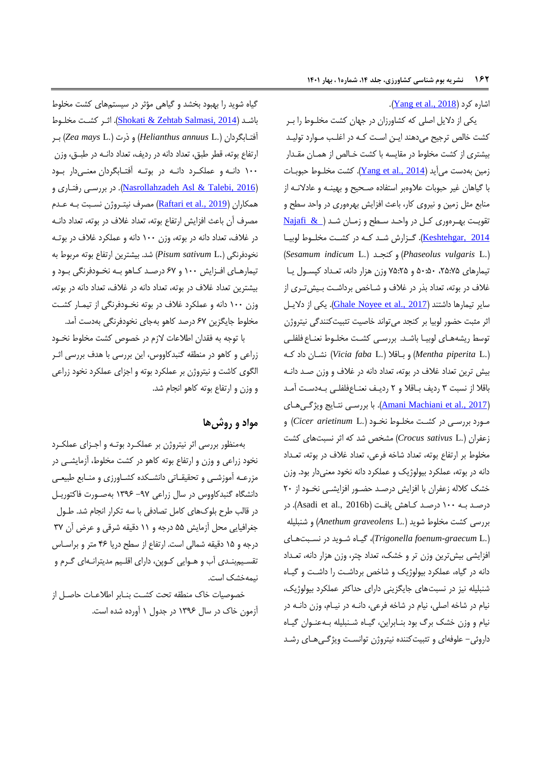اشاره کرد (Yang et al., 2018).

یکی از دلایل اصلی که کشاورزان در جهان کشت مخلوط را بر کشت خالص ترجیح می‌دهند این است که در اغلب موارد تولید بیشتری از کشت مخلوط در مقایسه با کشت خالص از همان مقدار زمین به‌دست می‌آید (Yang et al., 2014). کشت مخلوط حبوبات با گیاهان غیر حبوبات علاوه‌بر استفاده صحیح و بهینه و عادلانه از منابع مثل زمین و نیروی کار، باعث افزایش بهره‌وری در واحد سطح و تقویت بهره‌وری کل در واحد سطح و زمان شد (Najafi & Keshtehgar, 2014). گزارش شد که در کشت مخلوط لوبیا (*Phaseolus vulgaris* L.) و کنجد (*Sesamum indicum* L.) تیمارهای ۲۵:۷۵، ۵۰:۵۰ و ۷۵:۲۵ وزن هزار دانه، تعداد کپسول یا غلاف در بوته، تعداد بذر در غلاف و شاخص برداشت بیش‌تری از سایر تیمارها داشتند (Ghale Noyee et al., 2017). یکی از دلایل اثر مثبت حضور لوبیا بر کنجد می‌تواند خاصیت تثبیت‌کنندگی نیتروژن توسط ریشه‌های لوبیا باشد. بررسی کشت مخلوط نعناع‌فلفلی (*Mentha piperita* L.) و باقلا (*Vicia faba* L.) نشان داد که بیش ترین تعداد غلاف در بوته، تعداد دانه در غلاف و وزن صد دانه باقلا از نسبت ۳ ردیف باقلا و ۲ ردیف نعناع‌فلفلی به‌دست آمد (Amani Machiani et al., 2017). با بررسی نتایج ویژگی‌های مورد بررسی در کشت مخلوط نخود (*Cicer arietinum* L.) و زعفران (*Crocus sativus* L.) مشخص شد که اثر نسبت‌های کشت مخلوط بر ارتفاع بوته، تعداد شاخه فرعی، تعداد غلاف در بوته، تعداد دانه در بوته، عملکرد بیولوژیک و عملکرد دانه نخود معنی‌دار بود. وزن خشک کلاله زعفران با افزایش درصد حضور افزایشی نخود از ۲۰ درصد به ۱۰۰ درصد کاهش یافت (Asadi et al., 2016b). در بررسی کشت مخلوط شوید (*Anethum graveolens* L.) و شنبلیله (*Trigonella foenum-graecum* L.)، گیاه شوید در نسبت‌های افزایشی بیش‌ترین وزن تر و خشک، تعداد چتر، وزن هزار دانه، تعداد دانه در گیاه، عملکرد بیولوژیک و شاخص برداشت را داشت و گیاه شنبلیله نیز در نسبت‌های جایگزینی دارای حداکثر عملکرد بیولوژیک، نیام در شاخه اصلی، نیام در شاخه فرعی، دانه در نیام، وزن دانه در نیام و وزن خشک برگ بود بنابراین، گیاه شنبلیله به‌عنوان گیاه داروئی- علوفه‌ای و تثبیت‌کننده نیتروژن توانست ویژگی‌های رشد گیاه شوید را بهبود بخشد و گیاهی مؤثر در سیستم‌های کشت مخلوط باشد (Shokati & Zehtab Salmasi, 2014). اثر کشت مخلوط آفتابگردان (*Helianthus annuus* L.) و ذرت (*Zea mays* L.) بر ارتفاع بوته، قطر طبق، تعداد دانه در ردیف، تعداد دانه در طبق، وزن ۱۰۰ دانه و عملکرد دانه در بوته آفتابگردان معنی‌دار بود (Nasrollahzadeh Asl & Talebi, 2016). در بررسی رفتاری و همکاران (Raftari et al., 2019) مصرف نیتروژن نسبت به عدم مصرف آن باعث افزایش ارتفاع بوته، تعداد غلاف در بوته، تعداد دانه در غلاف، تعداد دانه در بوته، وزن ۱۰۰ دانه و عملکرد غلاف در بوته نخودفرنگی (*Pisum sativum* L.) شد. بیشترین ارتفاع بوته مربوط به تیمارهای افزایش ۱۰۰ و ۶۷ درصد کاهو به نخودفرنگی بود و بیشترین تعداد غلاف در بوته، تعداد دانه در غلاف، تعداد دانه در بوته، وزن ۱۰۰ دانه و عملکرد غلاف در بوته نخودفرنگی از تیمار کشت مخلوط جایگزین ۶۷ درصد کاهو به‌جای نخودفرنگی به‌دست آمد.

با توجه به فقدان اطلاعات لازم در خصوص کشت مخلوط نخود زراعی و کاهو در منطقه گنبدکاووس، این بررسی با هدف بررسی اثر الگوی کاشت و نیتروژن بر عملکرد بوته و اجزای عملکرد نخود زراعی و وزن و ارتفاع بوته کاهو انجام شد.

## مواد و روش‌ها

به‌منظور بررسی اثر نیتروژن بر عملکرد بوته و اجزای عملکرد نخود زراعی و وزن و ارتفاع بوته کاهو در کشت مخلوط، آزمایشی در مزرعه آموزشی و تحقیقاتی دانشکده کشاورزی و منابع طبیعی دانشگاه گنبدکاووس در سال زراعی ۹۷- ۱۳۹۶ به‌صورت فاکتوریل در قالب طرح بلوک‌های کامل تصادفی با سه تکرار انجام شد. طول جغرافیایی محل آزمایش ۵۵ درجه و ۱۱ دقیقه شرقی و عرض آن ۳۷ درجه و ۱۵ دقیقه شمالی است. ارتفاع از سطح دریا ۴۶ متر و براساس تقسیم‌بندی آب و هوایی کوپن، دارای اقلیم مدیترانه‌ای گرم و نیمه‌خشک است.

خصوصیات خاک منطقه تحت کشت بنابر اطلاعات حاصل از آزمون خاک در سال ۱۳۹۶ در جدول ۱ آورده شده است.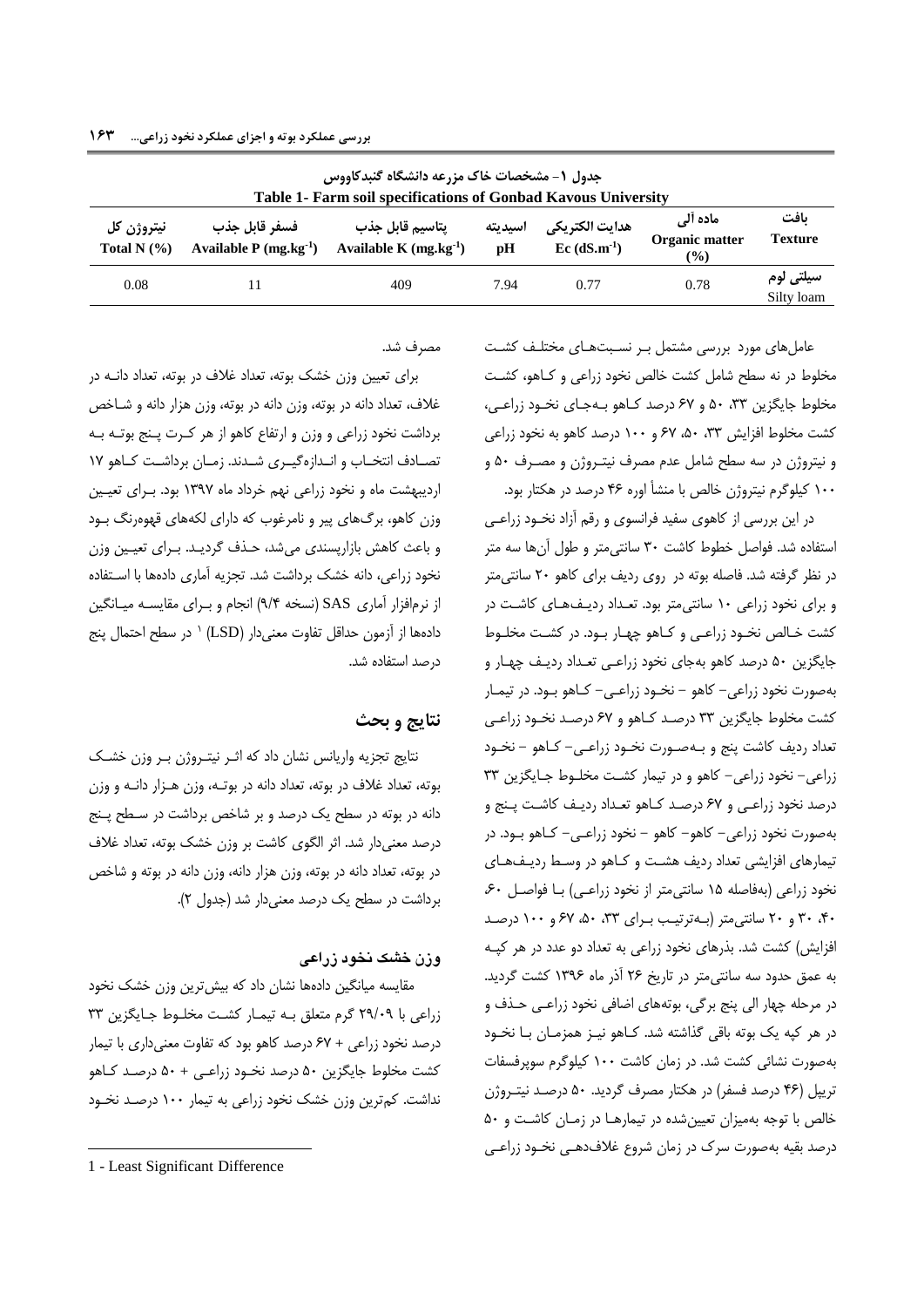جدول ۱- مشخصات خاک مزرعه دانشگاه گنبدکاووس

Table 1- Farm soil specifications of Gonbad Kavous University

| بافت Texture | ماده آلی Organic matter (%) | هدایت الکتریکی Ec ($dS.m^{-1}$) | اسیدیته pH | پتاسیم قابل جذب Available K ($mg.kg^{-1}$) | فسفر قابل جذب Available P ($mg.kg^{-1}$) | نیتروژن کل Total N (%) |
|---|---|---|---|---|---|---|
| سیلتی لوم Silty loam | 0.78 | 0.77 | 7.94 | 409 | 11 | 0.08 |

عامل‌های مورد بررسی مشتمل بر نسبت‌های مختلف کشت مخلوط در نه سطح شامل کشت خالص نخود زراعی و کاهو، کشت مخلوط جایگزین ۳۳، ۵۰ و ۶۷ درصد کاهو به‌جای نخود زراعی، کشت مخلوط افزایش ۳۳، ۵۰، ۶۷ و ۱۰۰ درصد کاهو به نخود زراعی و نیتروژن در سه سطح شامل عدم مصرف نیتروژن و مصرف ۵۰ و ۱۰۰ کیلوگرم نیتروژن خالص با منشأ اوره ۴۶ درصد در هکتار بود.

در این بررسی از کاهوی سفید فرانسوی و رقم آزاد نخود زراعی استفاده شد. فواصل خطوط کاشت ۳۰ سانتی‌متر و طول آن‌ها سه متر در نظر گرفته شد. فاصله بوته در روی ردیف برای کاهو ۲۰ سانتی‌متر و برای نخود زراعی ۱۰ سانتی‌متر بود. تعداد ردیف‌های کاشت در کشت خالص نخود زراعی و کاهو چهار بود. در کشت مخلوط جایگزین ۵۰ درصد کاهو به‌جای نخود زراعی تعداد ردیف چهار و به‌صورت نخود زراعی- کاهو - نخود زراعی- کاهو بود. در تیمار کشت مخلوط جایگزین ۳۳ درصد کاهو و ۶۷ درصد نخود زراعی تعداد ردیف کاشت پنج و به‌صورت نخود زراعی- کاهو - نخود زراعی- نخود زراعی- کاهو و در تیمار کشت مخلوط جایگزین ۳۳ درصد نخود زراعی و ۶۷ درصد کاهو تعداد ردیف کاشت پنج و به‌صورت نخود زراعی- کاهو- کاهو - نخود زراعی- کاهو بود. در تیمارهای افزایشی تعداد ردیف هشت و کاهو در وسط ردیف‌های نخود زراعی (به‌فاصله ۱۵ سانتی‌متر از نخود زراعی) با فواصل ۶۰، ۴۰، ۳۰ و ۲۰ سانتی‌متر (به‌ترتیب برای ۳۳، ۵۰، ۶۷ و ۱۰۰ درصد افزایش) کشت شد. بذرهای نخود زراعی به تعداد دو عدد در هر کپه به عمق حدود سه سانتی‌متر در تاریخ ۲۶ آذر ماه ۱۳۹۶ کشت گردید. در مرحله چهار الی پنج برگی، بوته‌های اضافی نخود زراعی حذف و در هر کپه یک بوته باقی گذاشته شد. کاهو نیز همزمان با نخود به‌صورت نشائی کشت شد. در زمان کاشت ۱۰۰ کیلوگرم سوپرفسفات تریپل (۴۶ درصد فسفر) در هکتار مصرف گردید. ۵۰ درصد نیتروژن خالص با توجه به‌میزان تعیین‌شده در تیمارها در زمان کاشت و ۵۰ درصد بقیه به‌صورت سرک در زمان شروع غلاف‌دهی نخود زراعی مصرف شد.

برای تعیین وزن خشک بوته، تعداد غلاف در بوته، تعداد دانه در غلاف، تعداد دانه در بوته، وزن دانه در بوته، وزن هزار دانه و شاخص برداشت نخود زراعی و وزن و ارتفاع کاهو از هر کرت پنج بوته به تصادف انتخاب و اندازه‌گیری شدند. زمان برداشت کاهو ۱۷ اردیبهشت ماه و نخود زراعی نهم خرداد ماه ۱۳۹۷ بود. برای تعیین وزن کاهو، برگ‌های پیر و نامرغوب که دارای لکه‌های قهوه‌رنگ بود و باعث کاهش بازارپسندی می‌شد، حذف گردید. برای تعیین وزن نخود زراعی، دانه خشک برداشت شد. تجزیه آماری داده‌ها با استفاده از نرم‌افزار آماری SAS (نسخه ۹/۴) انجام و برای مقایسه میانگین داده‌ها از آزمون حداقل تفاوت معنی‌دار (LSD) [1] در سطح احتمال پنج درصد استفاده شد.

## نتایج و بحث

نتایج تجزیه واریانس نشان داد که اثر نیتروژن بر وزن خشک بوته، تعداد غلاف در بوته، تعداد دانه در بوته، وزن هزار دانه و وزن دانه در بوته در سطح یک درصد و بر شاخص برداشت در سطح پنج درصد معنی‌دار شد. اثر الگوی کاشت بر وزن خشک بوته، تعداد غلاف در بوته، تعداد دانه در بوته، وزن هزار دانه، وزن دانه در بوته و شاخص برداشت در سطح یک درصد معنی‌دار شد (جدول ۲).

### وزن خشک نخود زراعی

مقایسه میانگین داده‌ها نشان داد که بیش‌ترین وزن خشک نخود زراعی با ۲۹/۰۹ گرم متعلق به تیمار کشت مخلوط جایگزین ۳۳ درصد نخود زراعی + ۶۷ درصد کاهو بود که تفاوت معنی‌داری با تیمار کشت مخلوط جایگزین ۵۰ درصد نخود زراعی + ۵۰ درصد کاهو نداشت. کم‌ترین وزن خشک نخود زراعی به تیمار ۱۰۰ درصد نخود

1 - Least Significant Difference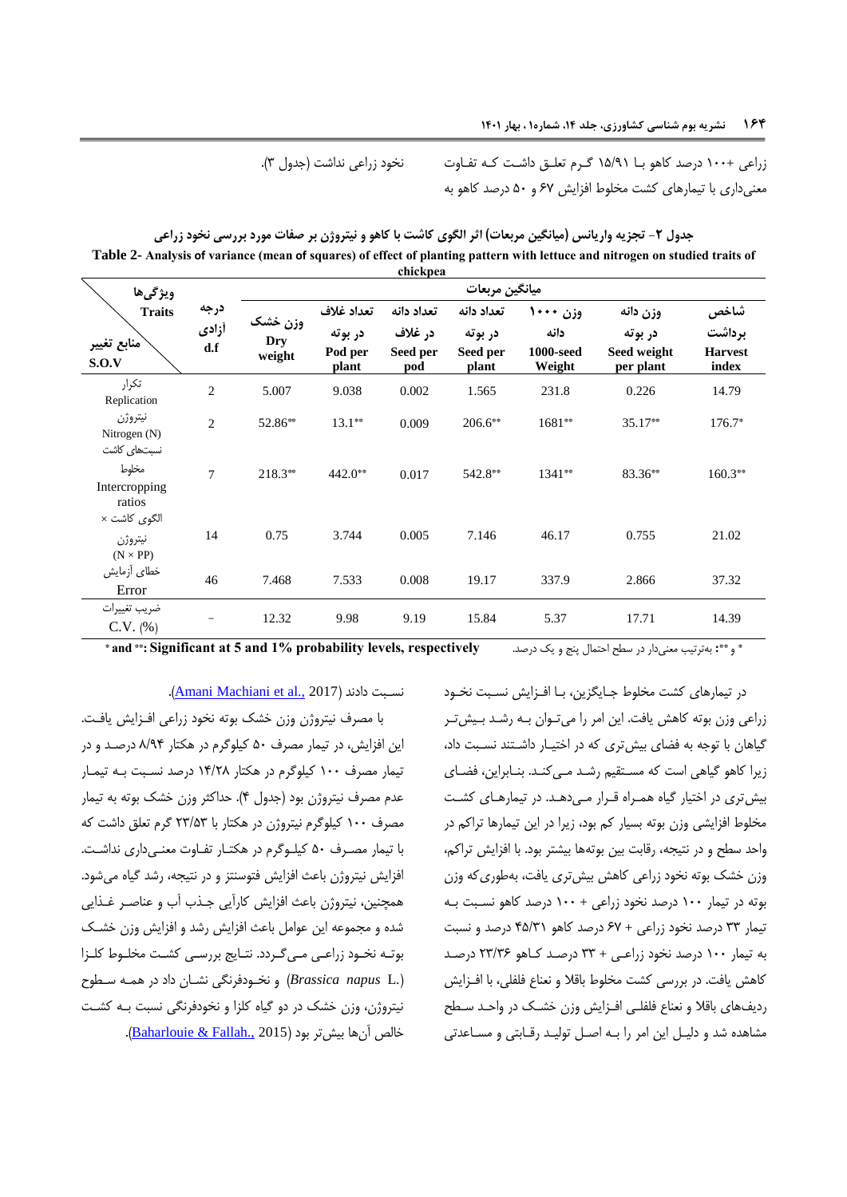زراعی +۱۰۰ درصد کاهو بـا ۱۵/۹۱ گـرم تعلـق داشـت کـه تفـاوت معنی‌داری با تیمارهای کشت مخلوط افزایش ۶۷ و ۵۰ درصد کاهو به نخود زراعی نداشت (جدول ۳).

**جدول ۲- تجزیه واریانس (میانگین مربعات) اثر الگوی کشت با کاهو و نیتروژن بر صفات مورد بررسی نخود زراعی**

**Table 2- Analysis of variance (mean of squares) of effect of planting pattern with lettuce and nitrogen on studied traits of chickpea**

| ویژگی‌ها Traits / منابع تغییر S.O.V | درجه آزادی d.f | میانگین مربعات | | | | | | |
|---|---|---|---|---|---|---|---|---|
| | | وزن خشک Dry weight | تعداد غلاف در بوته Pod per plant | تعداد دانه در غلاف Seed per pod | تعداد دانه در بوته Seed per plant | وزن ۱۰۰۰ دانه 1000-seed Weight | وزن دانه در بوته Seed weight per plant | شاخص برداشت Harvest index |
| تکرار Replication | 2 | 5.007 | 9.038 | 0.002 | 1.565 | 231.8 | 0.226 | 14.79 |
| نیتروژن Nitrogen (N) | 2 | 52.86** | 13.1** | 0.009 | 206.6** | 1681** | 35.17** | 176.7* |
| نسبت‌های کشت مخلوط Intercropping ratios | 7 | 218.3** | 442.0** | 0.017 | 542.8** | 1341** | 83.36** | 160.3** |
| الگوی کشت × نیتروژن (N × PP) | 14 | 0.75 | 3.744 | 0.005 | 7.146 | 46.17 | 0.755 | 21.02 |
| خطای آزمایش Error | 46 | 7.468 | 7.533 | 0.008 | 19.17 | 337.9 | 2.866 | 37.32 |
| ضریب تغییرات C.V. (%) | – | 12.32 | 9.98 | 9.19 | 15.84 | 5.37 | 17.71 | 14.39 |

* و **: به‌ترتیب معنی‌دار در سطح احتمال پنج و یک درصد.

**\* and \*\*: Significant at 5 and 1% probability levels, respectively**

در تیمارهای کشت مخلوط جـایگزین، بـا افـزایش نسـبت نخـود زراعی وزن بوته کاهش یافت. این امر را می‌تـوان بـه رشـد بـیش‌تـر گیاهان با توجه به فضای بیش‌تری که در اختیـار داشـتند نسـبت داد، زیرا کاهو گیاهی است که مسـتقیم رشـد مـی‌کنـد. بنـابراین، فضـای بیش‌تری در اختیار گیاه همـراه قـرار مـی‌دهـد. در تیمارهـای کشـت مخلوط افزایشی وزن بوته بسیار کم بود، زیرا در این تیمارها تراکم در واحد سطح و در نتیجه، رقابت بین بوته‌ها بیشتر بود. با افزایش تراکم، وزن خشک بوته نخود زراعی کاهش بیش‌تری یافت، به‌طوری‌که وزن بوته در تیمار ۱۰۰ درصد نخود زراعی + ۱۰۰ درصد کاهو نسـبت بـه تیمار ۳۳ درصد نخود زراعی + ۶۷ درصد کاهو ۴۵/۳۱ درصد و نسبت به تیمار ۱۰۰ درصد نخود زراعـی + ۳۳ درصـد کـاهو ۲۳/۳۶ درصـد کاهش یافت. در بررسی کشت مخلوط باقلا و نعناع فلفلی، با افـزایش ردیف‌های باقلا و نعناع فلفلـی افـزایش وزن خشـک در واحـد سـطح مشاهده شد و دلیـل این امر را بـه اصـل تولیـد رقـابتی و مسـاعدتی نسـبت دادند (Amani Machiani et al., 2017).

با مصرف نیتروژن وزن خشک بوته نخود زراعی افـزایش یافـت. این افزایش، در تیمار مصرف ۵۰ کیلوگرم در هکتار ۸/۹۴ درصـد و در تیمار مصرف ۱۰۰ کیلوگرم در هکتار ۱۴/۲۸ درصد نسـبت بـه تیمـار عدم مصرف نیتروژن بود (جدول ۴). حداکثر وزن خشک بوته به تیمار مصرف ۱۰۰ کیلوگرم نیتروژن در هکتار با ۲۳/۵۳ گرم تعلق داشت که با تیمار مصـرف ۵۰ کیلـوگرم در هکتـار تفـاوت معنـی‌داری نداشـت. افزایش نیتروژن باعث افزایش فتوسنتز و در نتیجه، رشد گیاه می‌شود. همچنین، نیتروژن باعث افزایش کارآیی جـذب آب و عناصـر غـذایی شده و مجموعه این عوامل باعث افزایش رشد و افزایش وزن خشـک بوتـه نخـود زراعـی مـی‌گـردد. نتـایج بررسـی کشـت مخلـوط کلـزا (*Brassica napus* L.) و نخـودفرنگی نشـان داد در همـه سـطوح نیتروژن، وزن خشک در دو گیاه کلزا و نخودفرنگی نسبت بـه کشـت خالص آن‌ها بیش‌تر بود (Baharlouie & Fallah., 2015).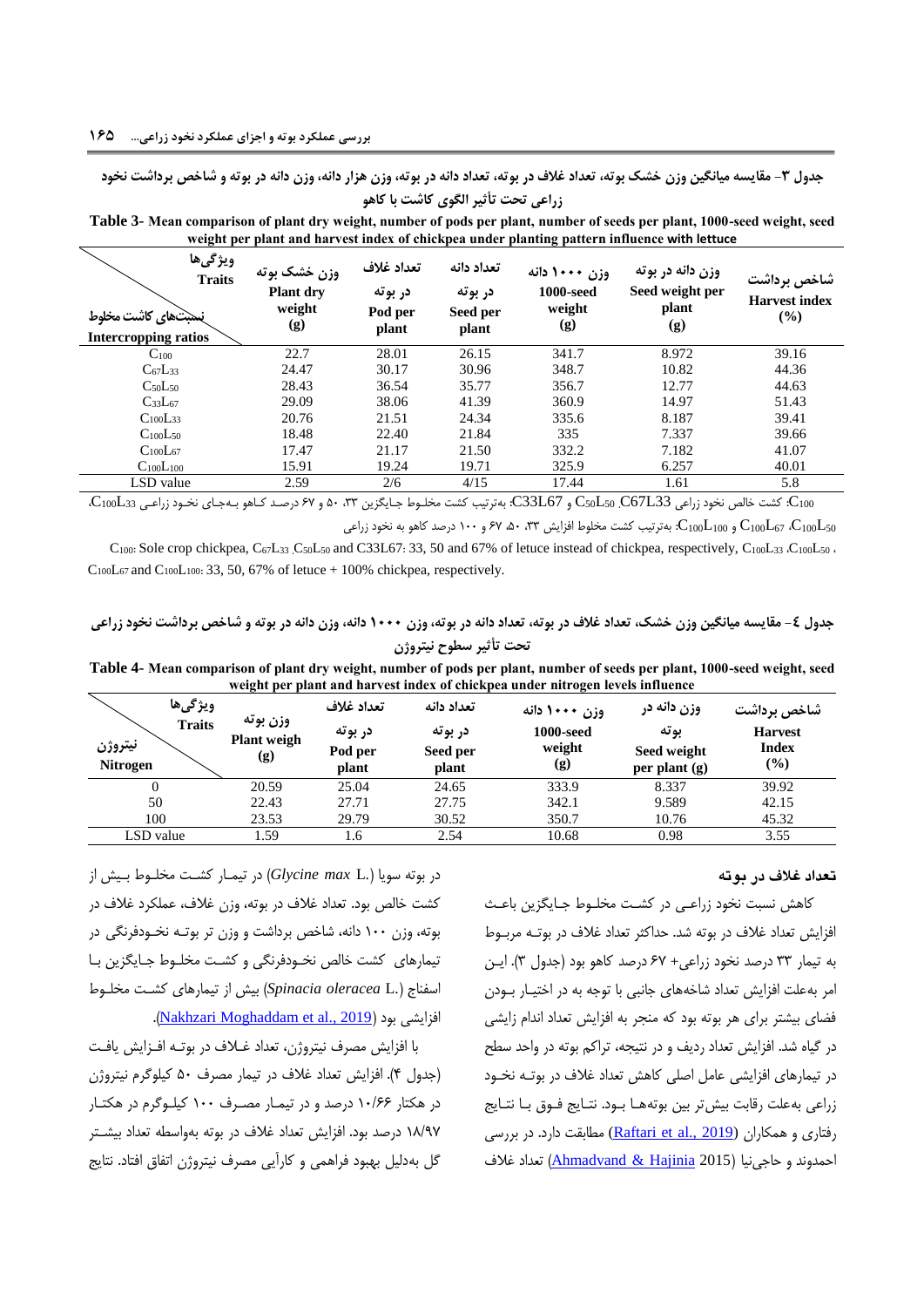جدول ۳- مقایسه میانگین وزن خشک بوته، تعداد غلاف در بوته، تعداد دانه در بوته، وزن هزار دانه، وزن دانه در بوته و شاخص برداشت نخود زراعی تحت تأثیر الگوی کاشت با کاهو

**Table 3- Mean comparison of plant dry weight, number of pods per plant, number of seeds per plant, 1000-seed weight, seed weight per plant and harvest index of chickpea under planting pattern influence with lettuce**

| نسبت‌های کاشت مخلوط / ویژگی‌ها Intercropping ratios / Traits | وزن خشک بوته Plant dry weight (g) | تعداد غلاف در بوته Pod per plant | تعداد دانه در بوته Seed per plant | وزن ۱۰۰۰ دانه 1000-seed weight (g) | وزن دانه در بوته Seed weight per plant (g) | شاخص برداشت Harvest index (%) |
|---|---|---|---|---|---|---|
| $C_{100}$ | 22.7 | 28.01 | 26.15 | 341.7 | 8.972 | 39.16 |
| $C_{67}L_{33}$ | 24.47 | 30.17 | 30.96 | 348.7 | 10.82 | 44.36 |
| $C_{50}L_{50}$ | 28.43 | 36.54 | 35.77 | 356.7 | 12.77 | 44.63 |
| $C_{33}L_{67}$ | 29.09 | 38.06 | 41.39 | 360.9 | 14.97 | 51.43 |
| $C_{100}L_{33}$ | 20.76 | 21.51 | 24.34 | 335.6 | 8.187 | 39.41 |
| $C_{100}L_{50}$ | 18.48 | 22.40 | 21.84 | 335 | 7.337 | 39.66 |
| $C_{100}L_{67}$ | 17.47 | 21.17 | 21.50 | 332.2 | 7.182 | 41.07 |
| $C_{100}L_{100}$ | 15.91 | 19.24 | 19.71 | 325.9 | 6.257 | 40.01 |
| LSD value | 2.59 | 2/6 | 4/15 | 17.44 | 1.61 | 5.8 |

$C_{100}$: کشت خالص نخود زراعی $C67L33$، $C_{50}L_{50}$ و $C33L67$: به‌ترتیب کشت مخلوط جایگزین ۳۳، ۵۰ و ۶۷ درصد کاهو به‌جای نخود زراعی $C_{100}L_{33}$، $C_{100}L_{50}$، $C_{100}L_{67}$ و $C_{100}L_{100}$: به‌ترتیب کشت مخلوط افزایش ۳۳، ۵۰، ۶۷ و ۱۰۰ درصد کاهو به نخود زراعی

$C_{100}$: Sole crop chickpea, $C_{67}L_{33}$ ,$C_{50}L_{50}$ and C33L67: 33, 50 and 67% of letuce instead of chickpea, respectively, $C_{100}L_{33}$ ,$C_{100}L_{50}$ , $C_{100}L_{67}$ and $C_{100}L_{100}$: 33, 50, 67% of letuce + 100% chickpea, respectively.

جدول ٤- مقایسه میانگین وزن خشک، تعداد غلاف در بوته، تعداد دانه در بوته، وزن ۱۰۰۰ دانه، وزن دانه در بوته و شاخص برداشت نخود زراعی تحت تأثیر سطوح نیتروژن

**Table 4- Mean comparison of plant dry weight, number of pods per plant, number of seeds per plant, 1000-seed weight, seed weight per plant and harvest index of chickpea under nitrogen levels influence**

| نیتروژن / ویژگی‌ها Nitrogen / Traits | وزن بوته Plant weigh (g) | تعداد غلاف در بوته Pod per plant | تعداد دانه در بوته Seed per plant | وزن ۱۰۰۰ دانه 1000-seed weight (g) | وزن دانه در بوته Seed weight per plant (g) | شاخص برداشت Harvest Index (%) |
|---|---|---|---|---|---|---|
| 0 | 20.59 | 25.04 | 24.65 | 333.9 | 8.337 | 39.92 |
| 50 | 22.43 | 27.71 | 27.75 | 342.1 | 9.589 | 42.15 |
| 100 | 23.53 | 29.79 | 30.52 | 350.7 | 10.76 | 45.32 |
| LSD value | 1.59 | 1.6 | 2.54 | 10.68 | 0.98 | 3.55 |

### تعداد غلاف در بوته

کاهش نسبت نخود زراعی در کشت مخلوط جایگزین باعث افزایش تعداد غلاف در بوته شد. حداکثر تعداد غلاف در بوته مربوط به تیمار ۳۳ درصد نخود زراعی+ ۶۷ درصد کاهو بود (جدول ۳). این امر به‌علت افزایش تعداد شاخه‌های جانبی با توجه به در اختیار بودن فضای بیشتر برای هر بوته بود که منجر به افزایش تعداد اندام زایشی در گیاه شد. افزایش تعداد ردیف و در نتیجه، تراکم بوته در واحد سطح در تیمارهای افزایشی عامل اصلی کاهش تعداد غلاف در بوته نخود زراعی به‌علت رقابت بیش‌تر بین بوته‌ها بود. نتایج فوق با نتایج رفتاری و همکاران (Raftari et al., 2019) مطابقت دارد. در بررسی احمدوند و حاجی‌نیا (Ahmadvand & Hajinia 2015) تعداد غلاف در بوته سویا (*Glycine max* L.) در تیمار کشت مخلوط بیش از کشت خالص بود. تعداد غلاف در بوته، وزن غلاف، عملکرد غلاف در بوته، وزن ۱۰۰ دانه، شاخص برداشت و وزن تر بوته نخودفرنگی در تیمارهای کشت خالص نخودفرنگی و کشت مخلوط جایگزین با اسفناج (*Spinacia oleracea* L.) بیش از تیمارهای کشت مخلوط افزایشی بود (Nakhzari Moghaddam et al., 2019).

با افزایش مصرف نیتروژن، تعداد غلاف در بوته افزایش یافت (جدول ۴). افزایش تعداد غلاف در تیمار مصرف ۵۰ کیلوگرم نیتروژن در هکتار ۱۰/۶۶ درصد و در تیمار مصرف ۱۰۰ کیلوگرم در هکتار ۱۸/۹۷ درصد بود. افزایش تعداد غلاف در بوته به‌واسطه تعداد بیشتر گل به‌دلیل بهبود فراهمی و کارآیی مصرف نیتروژن اتفاق افتاد. نتایج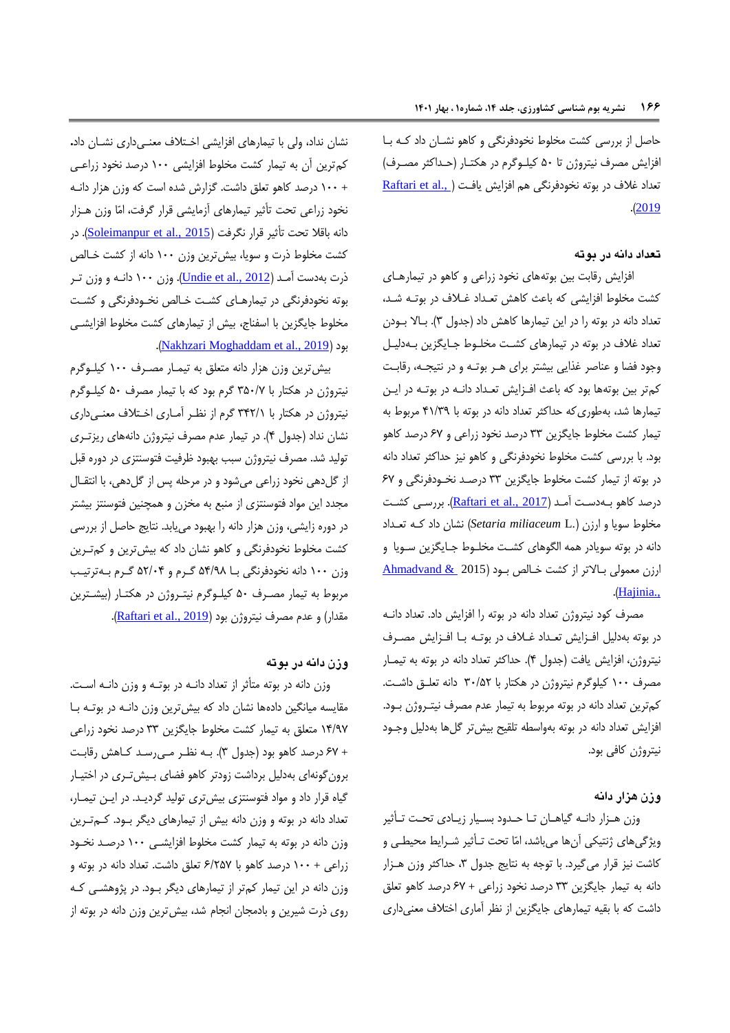حاصل از بررسی کشت مخلوط نخودفرنگی و کاهو نشان داد که با افزایش مصرف نیتروژن تا ۵۰ کیلوگرم در هکتار (حداکثر مصرف) تعداد غلاف در بوته نخودفرنگی هم افزایش یافت (Raftari et al., 2019).

### تعداد دانه در بوته

افزایش رقابت بین بوته‌های نخود زراعی و کاهو در تیمارهای کشت مخلوط افزایشی که باعث کاهش تعداد غلاف در بوته شد، تعداد دانه در بوته را در این تیمارها کاهش داد (جدول ۳). بالا بودن تعداد غلاف در بوته در تیمارهای کشت مخلوط جایگزین به‌دلیل وجود فضا و عناصر غذایی بیشتر برای هر بوته و در نتیجه، رقابت کم‌تر بین بوته‌ها بود که باعث افزایش تعداد دانه در بوته در این تیمارها شد، به‌طوری‌که حداکثر تعداد دانه در بوته با ۴۱/۳۹ مربوط به تیمار کشت مخلوط جایگزین ۳۳ درصد نخود زراعی و ۶۷ درصد کاهو بود. با بررسی کشت مخلوط نخودفرنگی و کاهو نیز حداکثر تعداد دانه در بوته از تیمار کشت مخلوط جایگزین ۳۳ درصد نخودفرنگی و ۶۷ درصد کاهو به‌دست آمد (Raftari et al., 2017). بررسی کشت مخلوط سویا و ارزن (*Setaria miliaceum* L.) نشان داد که تعداد دانه در بوته سویادر همه الگوهای کشت مخلوط جایگزین سویا و ارزن معمولی بالاتر از کشت خالص بود (Ahmadvand & Hajinia., 2015).

مصرف کود نیتروژن تعداد دانه در بوته را افزایش داد. تعداد دانه در بوته به‌دلیل افزایش تعداد غلاف در بوته با افزایش مصرف نیتروژن، افزایش یافت (جدول ۴). حداکثر تعداد دانه در بوته به تیمار مصرف ۱۰۰ کیلوگرم نیتروژن در هکتار با ۳۰/۵۲ دانه تعلق داشت. کم‌ترین تعداد دانه در بوته مربوط به تیمار عدم مصرف نیتروژن بود. افزایش تعداد دانه در بوته به‌واسطه تلقیح بیش‌تر گل‌ها به‌دلیل وجود نیتروژن کافی بود.

### وزن هزار دانه

وزن هزار دانه گیاهان تا حدود بسیار زیادی تحت تأثیر ویژگی‌های ژنتیکی آن‌ها می‌باشد، امّا تحت تأثیر شرایط محیطی و کاشت نیز قرار می‌گیرد. با توجه به نتایج جدول ۳، حداکثر وزن هزار دانه به تیمار جایگزین ۳۳ درصد نخود زراعی + ۶۷ درصد کاهو تعلق داشت که با بقیه تیمارهای جایگزین از نظر آماری اختلاف معنی‌داری نشان نداد، ولی با تیمارهای افزایشی اختلاف معنی‌داری نشان داد. کم‌ترین آن به تیمار کشت مخلوط افزایشی ۱۰۰ درصد نخود زراعی + ۱۰۰ درصد کاهو تعلق داشت. گزارش شده است که وزن هزار دانه نخود زراعی تحت تأثیر تیمارهای آزمایشی قرار گرفت، امّا وزن هزار دانه باقلا تحت تأثیر قرار نگرفت (Soleimanpur et al., 2015). در کشت مخلوط ذرت و سویا، بیش‌ترین وزن ۱۰۰ دانه از کشت خالص ذرت به‌دست آمد (Undie et al., 2012). وزن ۱۰۰ دانه و وزن تر بوته نخودفرنگی در تیمارهای کشت خالص نخودفرنگی و کشت مخلوط جایگزین با اسفناج، بیش از تیمارهای کشت مخلوط افزایشی بود (Nakhzari Moghaddam et al., 2019).

بیش‌ترین وزن هزار دانه متعلق به تیمار مصرف ۱۰۰ کیلوگرم نیتروژن در هکتار با ۳۵۰/۷ گرم بود که با تیمار مصرف ۵۰ کیلوگرم نیتروژن در هکتار با ۳۴۲/۱ گرم از نظر آماری اختلاف معنی‌داری نشان نداد (جدول ۴). در تیمار عدم مصرف نیتروژن دانه‌های ریزتری تولید شد. مصرف نیتروژن سبب بهبود ظرفیت فتوسنتزی در دوره قبل از گل‌دهی نخود زراعی می‌شود و در مرحله پس از گل‌دهی، با انتقال مجدد این مواد فتوسنتزی از منبع به مخزن و همچنین فتوسنتز بیشتر در دوره زایشی، وزن هزار دانه را بهبود می‌یابد. نتایج حاصل از بررسی کشت مخلوط نخودفرنگی و کاهو نشان داد که بیش‌ترین و کم‌ترین وزن ۱۰۰ دانه نخودفرنگی با ۵۴/۹۸ گرم و ۵۲/۰۴ گرم به‌ترتیب مربوط به تیمار مصرف ۵۰ کیلوگرم نیتروژن در هکتار (بیشترین مقدار) و عدم مصرف نیتروژن بود (Raftari et al., 2019).

### وزن دانه در بوته

وزن دانه در بوته متأثر از تعداد دانه در بوته و وزن دانه است. مقایسه میانگین داده‌ها نشان داد که بیش‌ترین وزن دانه در بوته با ۱۴/۹۷ متعلق به تیمار کشت مخلوط جایگزین ۳۳ درصد نخود زراعی + ۶۷ درصد کاهو بود (جدول ۳). به نظر می‌رسد کاهش رقابت برون‌گونه‌ای به‌دلیل برداشت زودتر کاهو فضای بیش‌تری در اختیار گیاه قرار داد و مواد فتوسنتزی بیش‌تری تولید گردید. در این تیمار، تعداد دانه در بوته و وزن دانه بیش از تیمارهای دیگر بود. کم‌ترین وزن دانه در بوته به تیمار کشت مخلوط افزایشی ۱۰۰ درصد نخود زراعی + ۱۰۰ درصد کاهو با ۶/۲۵۷ تعلق داشت. تعداد دانه در بوته و وزن دانه در این تیمار کم‌تر از تیمارهای دیگر بود. در پژوهشی که روی ذرت شیرین و بادمجان انجام شد، بیش‌ترین وزن دانه در بوته از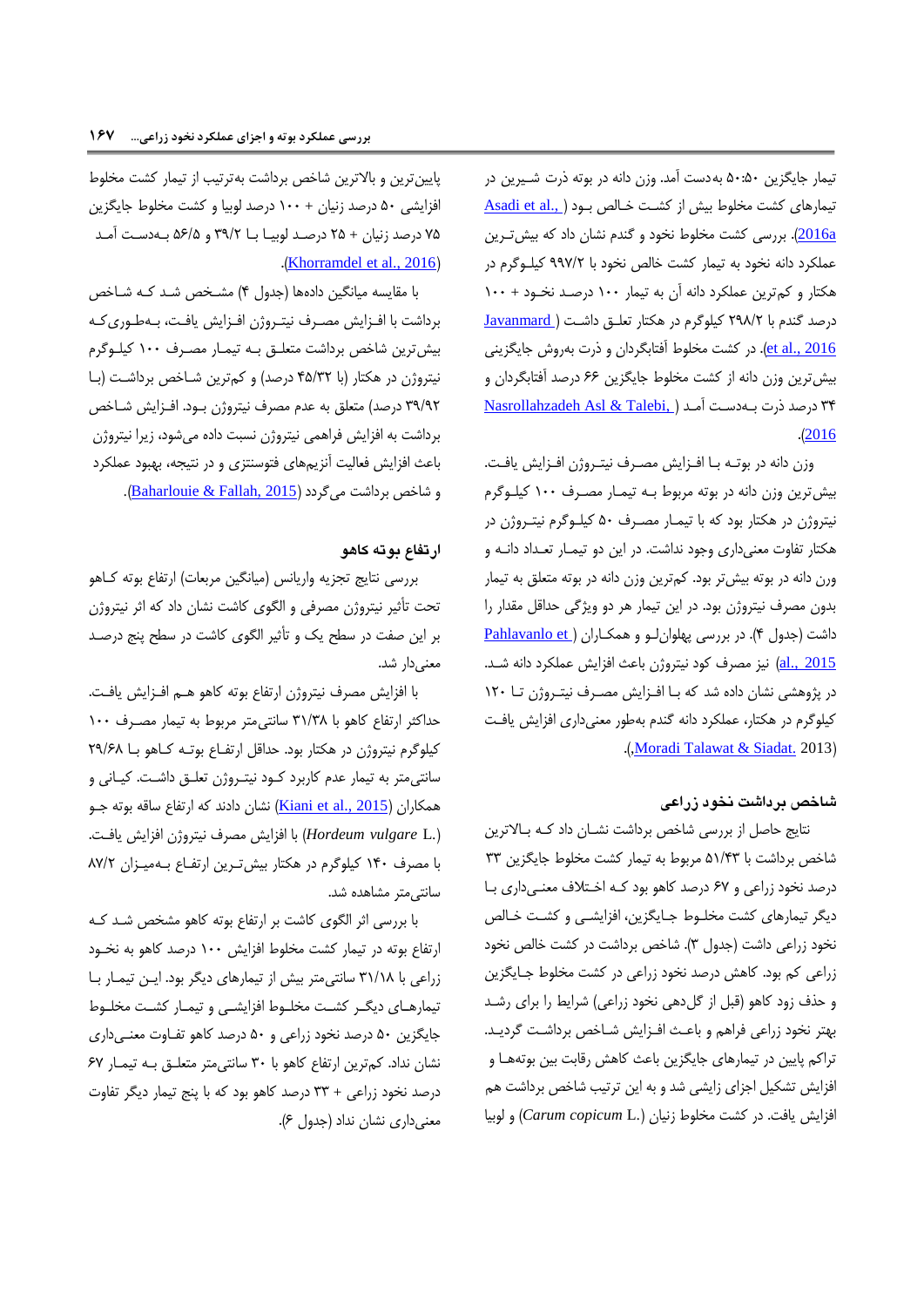تیمار جایگزین ۵۰:۵۰ به‌دست آمد. وزن دانه در بوته ذرت شیرین در تیمارهای کشت مخلوط بیش از کشت خالص بود (Asadi et al., 2016a). بررسی کشت مخلوط نخود و گندم نشان داد که بیش‌ترین عملکرد دانه نخود به تیمار کشت خالص نخود با ۹۹۷/۲ کیلوگرم در هکتار و کم‌ترین عملکرد دانه آن به تیمار ۱۰۰ درصد نخود + ۱۰۰ درصد گندم با ۲۹۸/۲ کیلوگرم در هکتار تعلق داشت (Javanmard et al., 2016). در کشت مخلوط آفتابگردان و ذرت به‌روش جایگزینی بیش‌ترین وزن دانه از کشت مخلوط جایگزین ۶۶ درصد آفتابگردان و ۳۴ درصد ذرت به‌دست آمد (Nasrollahzadeh Asl & Talebi, 2016).

وزن دانه در بوته با افزایش مصرف نیتروژن افزایش یافت. بیش‌ترین وزن دانه در بوته مربوط به تیمار مصرف ۱۰۰ کیلوگرم نیتروژن در هکتار بود که با تیمار مصرف ۵۰ کیلوگرم نیتروژن در هکتار تفاوت معنی‌داری وجود نداشت. در این دو تیمار تعداد دانه و ورن دانه در بوته بیش‌تر بود. کم‌ترین وزن دانه در بوته متعلق به تیمار بدون مصرف نیتروژن بود. در این تیمار هر دو ویژگی حداقل مقدار را داشت (جدول ۴). در بررسی پهلوان‌لو و همکاران (Pahlavanlo et al., 2015) نیز مصرف کود نیتروژن باعث افزایش عملکرد دانه شد. در پژوهشی نشان داده شد که با افزایش مصرف نیتروژن تا ۱۲۰ کیلوگرم در هکتار، عملکرد دانه گندم به‌طور معنی‌داری افزایش یافت (Moradi Talawat & Siadat, 2013).

### شاخص برداشت نخود زراعی

نتایج حاصل از بررسی شاخص برداشت نشان داد که بالاترین شاخص برداشت با ۵۱/۴۳ مربوط به تیمار کشت مخلوط جایگزین ۳۳ درصد نخود زراعی و ۶۷ درصد کاهو بود که اختلاف معنی‌داری با دیگر تیمارهای کشت مخلوط جایگزین، افزایشی و کشت خالص نخود زراعی داشت (جدول ۳). شاخص برداشت در کشت خالص نخود زراعی کم بود. کاهش درصد نخود زراعی در کشت مخلوط جایگزین و حذف زود کاهو (قبل از گل‌دهی نخود زراعی) شرایط را برای رشد بهتر نخود زراعی فراهم و باعث افزایش شاخص برداشت گردید. تراکم پایین در تیمارهای جایگزین باعث کاهش رقابت بین بوته‌ها و افزایش تشکیل اجزای زایشی شد و به این ترتیب شاخص برداشت هم افزایش یافت. در کشت مخلوط زنیان (*Carum copicum* L.) و لوبیا پایین‌ترین و بالاترین شاخص برداشت به‌ترتیب از تیمار کشت مخلوط افزایشی ۵۰ درصد زنیان + ۱۰۰ درصد لوبیا و کشت مخلوط جایگزین ۷۵ درصد زنیان + ۲۵ درصد لوبیا با ۳۹/۲ و ۵۶/۵ به‌دست آمد (Khorramdel et al., 2016).

با مقایسه میانگین داده‌ها (جدول ۴) مشخص شد که شاخص برداشت با افزایش مصرف نیتروژن افزایش یافت، به‌طوری‌که بیش‌ترین شاخص برداشت متعلق به تیمار مصرف ۱۰۰ کیلوگرم نیتروژن در هکتار (با ۴۵/۳۲ درصد) و کم‌ترین شاخص برداشت (با ۳۹/۹۲ درصد) متعلق به عدم مصرف نیتروژن بود. افزایش شاخص برداشت به افزایش فراهمی نیتروژن نسبت داده می‌شود، زیرا نیتروژن باعث افزایش فعالیت آنزیم‌های فتوسنتزی و در نتیجه، بهبود عملکرد و شاخص برداشت می‌گردد (Baharlouie & Fallah, 2015).

### ارتفاع بوته کاهو

بررسی نتایج تجزیه واریانس (میانگین مربعات) ارتفاع بوته کاهو تحت تأثیر نیتروژن مصرفی و الگوی کاشت نشان داد که اثر نیتروژن بر این صفت در سطح یک و تأثیر الگوی کاشت در سطح پنج درصد معنی‌دار شد.

با افزایش مصرف نیتروژن ارتفاع بوته کاهو هم افزایش یافت. حداکثر ارتفاع کاهو با ۳۱/۳۸ سانتی‌متر مربوط به تیمار مصرف ۱۰۰ کیلوگرم نیتروژن در هکتار بود. حداقل ارتفاع بوته کاهو با ۲۹/۶۸ سانتی‌متر به تیمار عدم کاربرد کود نیتروژن تعلق داشت. کیانی و همکاران (Kiani et al., 2015) نشان دادند که ارتفاع ساقه بوته جو (*Hordeum vulgare* L.) با افزایش مصرف نیتروژن افزایش یافت. با مصرف ۱۴۰ کیلوگرم در هکتار بیش‌ترین ارتفاع به‌میزان ۸۷/۲ سانتی‌متر مشاهده شد.

با بررسی اثر الگوی کاشت بر ارتفاع بوته کاهو مشخص شد که ارتفاع بوته در تیمار کشت مخلوط افزایش ۱۰۰ درصد کاهو به نخود زراعی با ۳۱/۱۸ سانتی‌متر بیش از تیمارهای دیگر بود. این تیمار با تیمارهای دیگر کشت مخلوط افزایشی و تیمار کشت مخلوط جایگزین ۵۰ درصد نخود زراعی و ۵۰ درصد کاهو تفاوت معنی‌داری نشان نداد. کم‌ترین ارتفاع کاهو با ۳۰ سانتی‌متر متعلق به تیمار ۶۷ درصد نخود زراعی + ۳۳ درصد کاهو بود که با پنج تیمار دیگر تفاوت معنی‌داری نشان نداد (جدول ۶).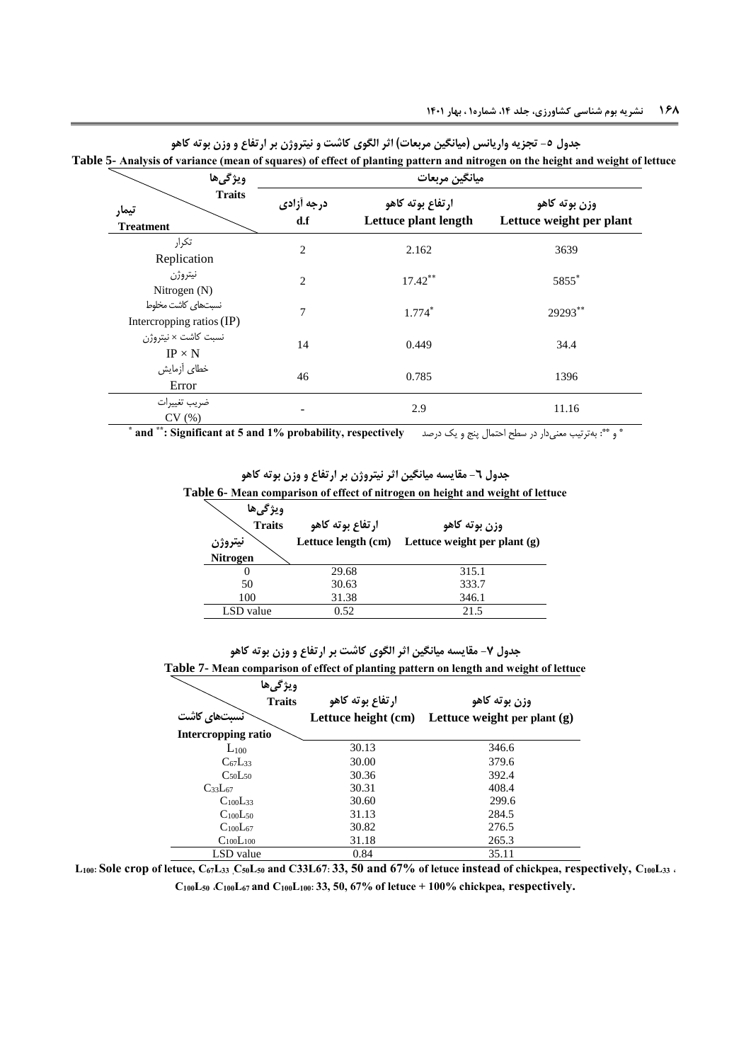جدول ۵- تجزیه واریانس (میانگین مربعات) اثر الگوی کاشت و نیتروژن بر ارتفاع و وزن بوته کاهو

**Table 5- Analysis of variance (mean of squares) of effect of planting pattern and nitrogen on the height and weight of lettuce**

| ویژگی‌ها Traits / تیمار Treatment | درجه آزادی d.f | ارتفاع بوته کاهو Lettuce plant length | وزن بوته کاهو Lettuce weight per plant |
|---|---|---|---|
| تکرار Replication | 2 | 2.162 | 3639 |
| نیتروژن Nitrogen (N) | 2 | 17.42** | 5855* |
| نسبت‌های کاشت مخلوط Intercropping ratios (IP) | 7 | 1.774* | 29293** |
| نسبت کاشت × نیتروژن IP × N | 14 | 0.449 | 34.4 |
| خطای آزمایش Error | 46 | 0.785 | 1396 |
| ضریب تغییرات CV (%) | - | 2.9 | 11.16 |

* and **: Significant at 5 and 1% probability, respectively

* و **: به‌ترتیب معنی‌دار در سطح احتمال پنج و یک درصد

جدول ٦- مقایسه میانگین اثر نیتروژن بر ارتفاع و وزن بوته کاهو

**Table 6- Mean comparison of effect of nitrogen on height and weight of lettuce**

| ویژگی‌ها Traits / نیتروژن Nitrogen | ارتفاع بوته کاهو Lettuce length (cm) | وزن بوته کاهو Lettuce weight per plant (g) |
|---|---|---|
| 0 | 29.68 | 315.1 |
| 50 | 30.63 | 333.7 |
| 100 | 31.38 | 346.1 |
| LSD value | 0.52 | 21.5 |

جدول ۷- مقایسه میانگین اثر الگوی کاشت بر ارتفاع و وزن بوته کاهو

**Table 7- Mean comparison of effect of planting pattern on length and weight of lettuce**

| ویژگی‌ها Traits / نسبت‌های کاشت Intercropping ratio | ارتفاع بوته کاهو Lettuce height (cm) | وزن بوته کاهو Lettuce weight per plant (g) |
|---|---|---|
| $L_{100}$ | 30.13 | 346.6 |
| $C_{67}L_{33}$ | 30.00 | 379.6 |
| $C_{50}L_{50}$ | 30.36 | 392.4 |
| $C_{33}L_{67}$ | 30.31 | 408.4 |
| $C_{100}L_{33}$ | 30.60 | 299.6 |
| $C_{100}L_{50}$ | 31.13 | 284.5 |
| $C_{100}L_{67}$ | 30.82 | 276.5 |
| $C_{100}L_{100}$ | 31.18 | 265.3 |
| LSD value | 0.84 | 35.11 |

**$L_{100}$: Sole crop of letuce, $C_{67}L_{33}$, $C_{50}L_{50}$ and C33L67: 33, 50 and 67% of letuce instead of chickpea, respectively, $C_{100}L_{33}$, $C_{100}L_{50}$, $C_{100}L_{67}$ and $C_{100}L_{100}$: 33, 50, 67% of letuce + 100% chickpea, respectively.**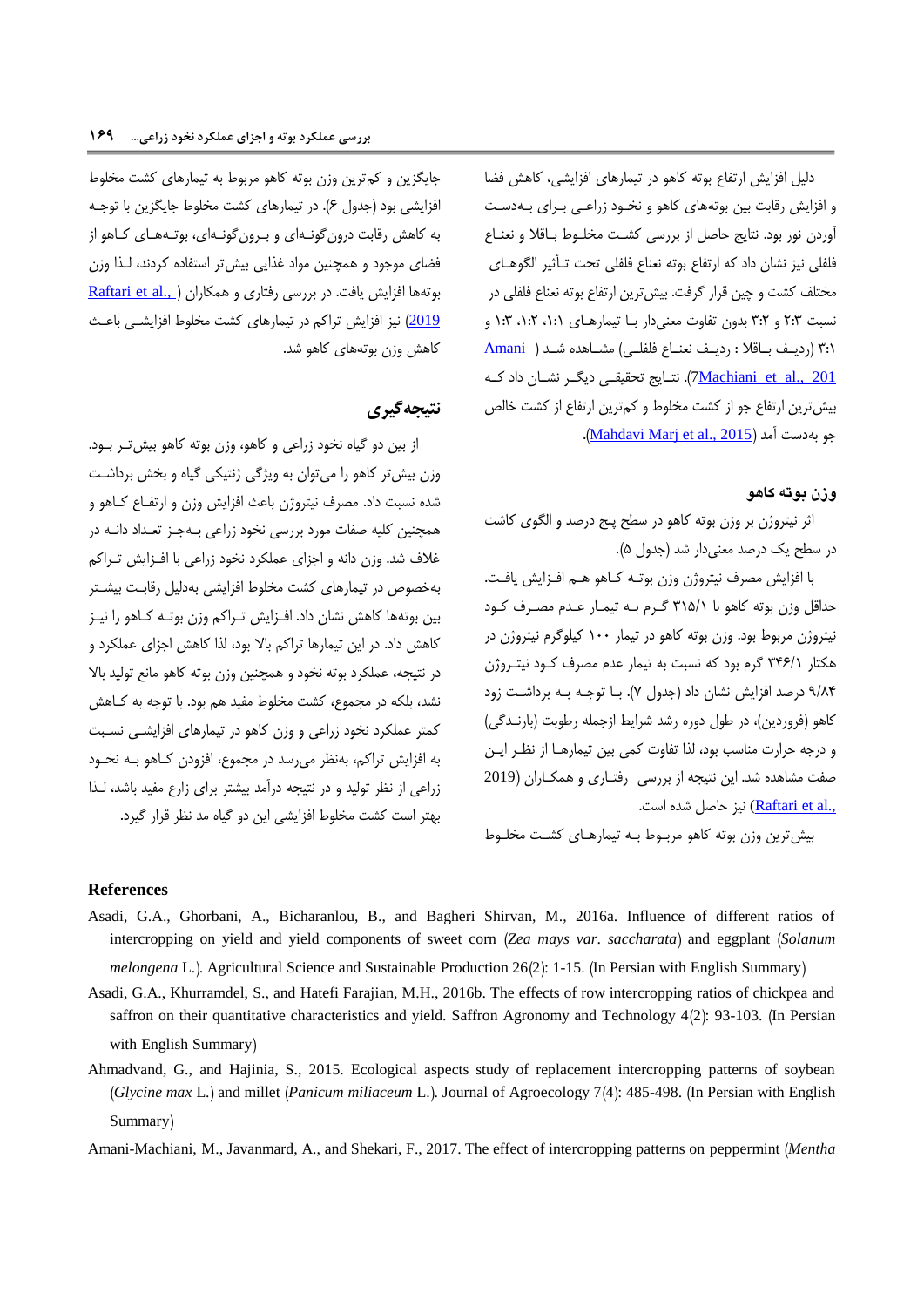دلیل افزایش ارتفاع بوته کاهو در تیمارهای افزایشی، کاهش فضا و افزایش رقابت بین بوته‌های کاهو و نخود زراعی برای به‌دست آوردن نور بود. نتایج حاصل از بررسی کشت مخلوط باقلا و نعناع فلفلی نیز نشان داد که ارتفاع بوته نعناع فلفلی تحت تأثیر الگوهای مختلف کشت و چین قرار گرفت. بیش‌ترین ارتفاع بوته نعناع فلفلی در نسبت ۲:۳ و ۳:۲ بدون تفاوت معنی‌دار با تیمارهای ۱:۱، ۱:۲، ۱:۳ و ۳:۱ (ردیف باقلا : ردیف نعناع فلفلی) مشاهده شد (Amani Machiani et al., 2017). نتایج تحقیقی دیگر نشان داد که بیش‌ترین ارتفاع جو از کشت مخلوط و کم‌ترین ارتفاع از کشت خالص جو به‌دست آمد (Mahdavi Marj et al., 2015).

### وزن بوته کاهو

اثر نیتروژن بر وزن بوته کاهو در سطح پنج درصد و الگوی کاشت در سطح یک درصد معنی‌دار شد (جدول ۵).

با افزایش مصرف نیتروژن وزن بوته کاهو هم افزایش یافت. حداقل وزن بوته کاهو با ۳۱۵/۱ گرم به تیمار عدم مصرف کود نیتروژن مربوط بود. وزن بوته کاهو در تیمار ۱۰۰ کیلوگرم نیتروژن در هکتار ۳۴۶/۱ گرم بود که نسبت به تیمار عدم مصرف کود نیتروژن ۹/۸۴ درصد افزایش نشان داد (جدول ۷). با توجه به برداشت زود کاهو (فروردین)، در طول دوره رشد شرایط ازجمله رطوبت (بارندگی) و درجه حرارت مناسب بود، لذا تفاوت کمی بین تیمارها از نظر این صفت مشاهده شد. این نتیجه از بررسی رفتاری و همکاران (Raftari et al., 2019) نیز حاصل شده است.

بیش‌ترین وزن بوته کاهو مربوط به تیمارهای کشت مخلوط جایگزین و کم‌ترین وزن بوته کاهو مربوط به تیمارهای کشت مخلوط افزایشی بود (جدول ۶). در تیمارهای کشت مخلوط جایگزین با توجه به کاهش رقابت درون‌گونه‌ای و برون‌گونه‌ای، بوته‌های کاهو از فضای موجود و همچنین مواد غذایی بیش‌تر استفاده کردند، لذا وزن بوته‌ها افزایش یافت. در بررسی رفتاری و همکاران (Raftari et al., 2019) نیز افزایش تراکم در تیمارهای کشت مخلوط افزایشی باعث کاهش وزن بوته‌های کاهو شد.

## نتیجه‌گیری

از بین دو گیاه نخود زراعی و کاهو، وزن بوته کاهو بیش‌تر بود. وزن بیش‌تر کاهو را می‌توان به ویژگی ژنتیکی گیاه و بخش برداشت شده نسبت داد. مصرف نیتروژن باعث افزایش وزن و ارتفاع کاهو و همچنین کلیه صفات مورد بررسی نخود زراعی به‌جز تعداد دانه در غلاف شد. وزن دانه و اجزای عملکرد نخود زراعی با افزایش تراکم به‌خصوص در تیمارهای کشت مخلوط افزایشی به‌دلیل رقابت بیشتر بین بوته‌ها کاهش نشان داد. افزایش تراکم وزن بوته کاهو را نیز کاهش داد. در این تیمارها تراکم بالا بود، لذا کاهش اجزای عملکرد و در نتیجه، عملکرد بوته نخود و همچنین وزن بوته کاهو مانع تولید بالا نشد، بلکه در مجموع، کشت مخلوط مفید هم بود. با توجه به کاهش کمتر عملکرد نخود زراعی و وزن کاهو در تیمارهای افزایشی نسبت به افزایش تراکم، به‌نظر می‌رسد در مجموع، افزودن کاهو به نخود زراعی از نظر تولید و در نتیجه درآمد بیشتر برای زارع مفید باشد، لذا بهتر است کشت مخلوط افزایشی این دو گیاه مد نظر قرار گیرد.

## References

Asadi, G.A., Ghorbani, A., Bicharanlou, B., and Bagheri Shirvan, M., 2016a. Influence of different ratios of intercropping on yield and yield components of sweet corn (*Zea mays var. saccharata*) and eggplant (*Solanum melongena* L.). Agricultural Science and Sustainable Production 26(2): 1-15. (In Persian with English Summary)

Asadi, G.A., Khurramdel, S., and Hatefi Farajian, M.H., 2016b. The effects of row intercropping ratios of chickpea and saffron on their quantitative characteristics and yield. Saffron Agronomy and Technology 4(2): 93-103. (In Persian with English Summary)

Ahmadvand, G., and Hajinia, S., 2015. Ecological aspects study of replacement intercropping patterns of soybean (*Glycine max* L.) and millet (*Panicum miliaceum* L.). Journal of Agroecology 7(4): 485-498. (In Persian with English Summary)

Amani-Machiani, M., Javanmard, A., and Shekari, F., 2017. The effect of intercropping patterns on peppermint (*Mentha*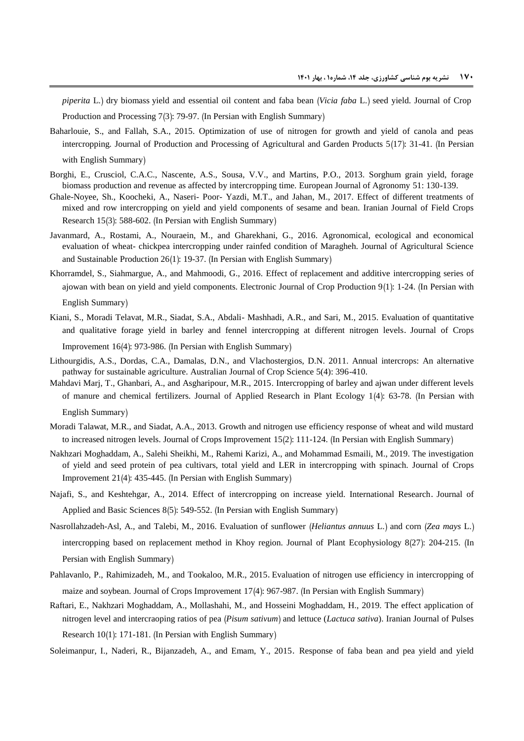*piperita* L.) dry biomass yield and essential oil content and faba bean (*Vicia faba* L.) seed yield. Journal of Crop Production and Processing 7(3): 79-97. (In Persian with English Summary)

Baharlouie, S., and Fallah, S.A., 2015. Optimization of use of nitrogen for growth and yield of canola and peas intercropping. Journal of Production and Processing of Agricultural and Garden Products 5(17): 31-41. (In Persian with English Summary)

Borghi, E., Crusciol, C.A.C., Nascente, A.S., Sousa, V.V., and Martins, P.O., 2013. Sorghum grain yield, forage biomass production and revenue as affected by intercropping time. European Journal of Agronomy 51: 130-139.

Ghale-Noyee, Sh., Koocheki, A., Naseri- Poor- Yazdi, M.T., and Jahan, M., 2017. Effect of different treatments of mixed and row intercropping on yield and yield components of sesame and bean. Iranian Journal of Field Crops Research 15(3): 588-602. (In Persian with English Summary)

Javanmard, A., Rostami, A., Nouraein, M., and Gharekhani, G., 2016. Agronomical, ecological and economical evaluation of wheat- chickpea intercropping under rainfed condition of Maragheh. Journal of Agricultural Science and Sustainable Production 26(1): 19-37. (In Persian with English Summary)

Khorramdel, S., Siahmargue, A., and Mahmoodi, G., 2016. Effect of replacement and additive intercropping series of ajowan with bean on yield and yield components. Electronic Journal of Crop Production 9(1): 1-24. (In Persian with English Summary)

Kiani, S., Moradi Telavat, M.R., Siadat, S.A., Abdali- Mashhadi, A.R., and Sari, M., 2015. Evaluation of quantitative and qualitative forage yield in barley and fennel intercropping at different nitrogen levels. Journal of Crops Improvement 16(4): 973-986. (In Persian with English Summary)

Lithourgidis, A.S., Dordas, C.A., Damalas, D.N., and Vlachostergios, D.N. 2011. Annual intercrops: An alternative pathway for sustainable agriculture. Australian Journal of Crop Science 5(4): 396-410.

Mahdavi Marj, T., Ghanbari, A., and Asgharipour, M.R., 2015. Intercropping of barley and ajwan under different levels of manure and chemical fertilizers. Journal of Applied Research in Plant Ecology 1(4): 63-78. (In Persian with English Summary)

Moradi Talawat, M.R., and Siadat, A.A., 2013. Growth and nitrogen use efficiency response of wheat and wild mustard to increased nitrogen levels. Journal of Crops Improvement 15(2): 111-124. (In Persian with English Summary)

Nakhzari Moghaddam, A., Salehi Sheikhi, M., Rahemi Karizi, A., and Mohammad Esmaili, M., 2019. The investigation of yield and seed protein of pea cultivars, total yield and LER in intercropping with spinach. Journal of Crops Improvement 21(4): 435-445. (In Persian with English Summary)

Najafi, S., and Keshtehgar, A., 2014. Effect of intercropping on increase yield. International Research. Journal of Applied and Basic Sciences 8(5): 549-552. (In Persian with English Summary)

Nasrollahzadeh-Asl, A., and Talebi, M., 2016. Evaluation of sunflower (*Heliantus annuus* L.) and corn (*Zea mays* L.) intercropping based on replacement method in Khoy region. Journal of Plant Ecophysiology 8(27): 204-215. (In Persian with English Summary)

Pahlavanlo, P., Rahimizadeh, M., and Tookaloo, M.R., 2015. Evaluation of nitrogen use efficiency in intercropping of maize and soybean. Journal of Crops Improvement 17(4): 967-987. (In Persian with English Summary)

Raftari, E., Nakhzari Moghaddam, A., Mollashahi, M., and Hosseini Moghaddam, H., 2019. The effect application of nitrogen level and intercraoping ratios of pea (*Pisum sativum*) and lettuce (*Lactuca sativa*). Iranian Journal of Pulses Research 10(1): 171-181. (In Persian with English Summary)

Soleimanpur, I., Naderi, R., Bijanzadeh, A., and Emam, Y., 2015. Response of faba bean and pea yield and yield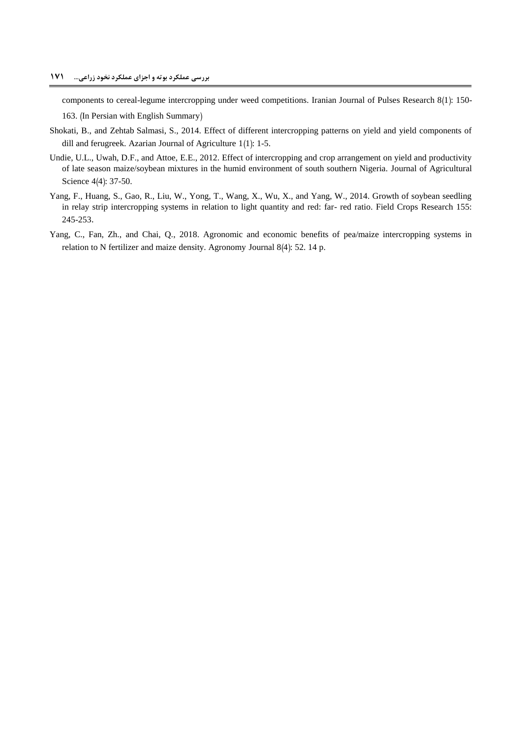components to cereal-legume intercropping under weed competitions. Iranian Journal of Pulses Research 8(1): 150-163. (In Persian with English Summary)

Shokati, B., and Zehtab Salmasi, S., 2014. Effect of different intercropping patterns on yield and yield components of dill and ferugreek. Azarian Journal of Agriculture 1(1): 1-5.

Undie, U.L., Uwah, D.F., and Attoe, E.E., 2012. Effect of intercropping and crop arrangement on yield and productivity of late season maize/soybean mixtures in the humid environment of south southern Nigeria. Journal of Agricultural Science 4(4): 37-50.

Yang, F., Huang, S., Gao, R., Liu, W., Yong, T., Wang, X., Wu, X., and Yang, W., 2014. Growth of soybean seedling in relay strip intercropping systems in relation to light quantity and red: far- red ratio. Field Crops Research 155: 245-253.

Yang, C., Fan, Zh., and Chai, Q., 2018. Agronomic and economic benefits of pea/maize intercropping systems in relation to N fertilizer and maize density. Agronomy Journal 8(4): 52. 14 p.